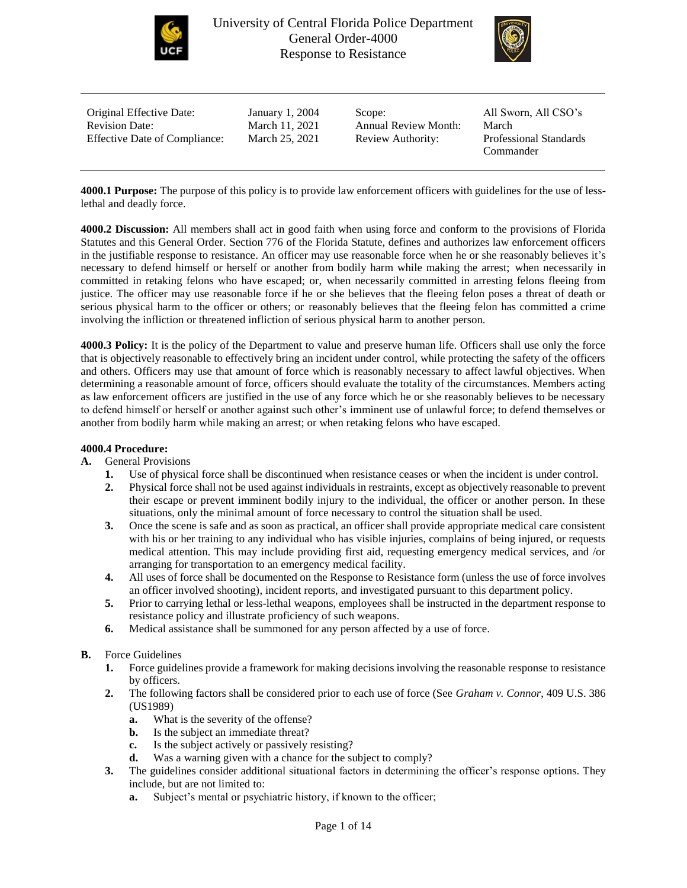# University of Central Florida Police Department
## General Order-4000
## Response to Resistance

| Original Effective Date: | January 1, 2004 | Scope: | All Sworn, All CSO's |
|---|---|---|---|
| Revision Date: | March 11, 2021 | Annual Review Month: | March |
| Effective Date of Compliance: | March 25, 2021 | Review Authority: | Professional Standards Commander |

**4000.1 Purpose:** The purpose of this policy is to provide law enforcement officers with guidelines for the use of less-lethal and deadly force.

**4000.2 Discussion:** All members shall act in good faith when using force and conform to the provisions of Florida Statutes and this General Order. Section 776 of the Florida Statute, defines and authorizes law enforcement officers in the justifiable response to resistance. An officer may use reasonable force when he or she reasonably believes it's necessary to defend himself or herself or another from bodily harm while making the arrest; when necessarily in committed in retaking felons who have escaped; or, when necessarily committed in arresting felons fleeing from justice. The officer may use reasonable force if he or she believes that the fleeing felon poses a threat of death or serious physical harm to the officer or others; or reasonably believes that the fleeing felon has committed a crime involving the infliction or threatened infliction of serious physical harm to another person.

**4000.3 Policy:** It is the policy of the Department to value and preserve human life. Officers shall use only the force that is objectively reasonable to effectively bring an incident under control, while protecting the safety of the officers and others. Officers may use that amount of force which is reasonably necessary to affect lawful objectives. When determining a reasonable amount of force, officers should evaluate the totality of the circumstances. Members acting as law enforcement officers are justified in the use of any force which he or she reasonably believes to be necessary to defend himself or herself or another against such other's imminent use of unlawful force; to defend themselves or another from bodily harm while making an arrest; or when retaking felons who have escaped.

**4000.4 Procedure:**

**A.** General Provisions

1. Use of physical force shall be discontinued when resistance ceases or when the incident is under control.
2. Physical force shall not be used against individuals in restraints, except as objectively reasonable to prevent their escape or prevent imminent bodily injury to the individual, the officer or another person. In these situations, only the minimal amount of force necessary to control the situation shall be used.
3. Once the scene is safe and as soon as practical, an officer shall provide appropriate medical care consistent with his or her training to any individual who has visible injuries, complains of being injured, or requests medical attention. This may include providing first aid, requesting emergency medical services, and /or arranging for transportation to an emergency medical facility.
4. All uses of force shall be documented on the Response to Resistance form (unless the use of force involves an officer involved shooting), incident reports, and investigated pursuant to this department policy.
5. Prior to carrying lethal or less-lethal weapons, employees shall be instructed in the department response to resistance policy and illustrate proficiency of such weapons.
6. Medical assistance shall be summoned for any person affected by a use of force.

**B.** Force Guidelines

1. Force guidelines provide a framework for making decisions involving the reasonable response to resistance by officers.
2. The following factors shall be considered prior to each use of force (See *Graham v. Connor*, 409 U.S. 386 (US1989)
   - **a.** What is the severity of the offense?
   - **b.** Is the subject an immediate threat?
   - **c.** Is the subject actively or passively resisting?
   - **d.** Was a warning given with a chance for the subject to comply?
3. The guidelines consider additional situational factors in determining the officer's response options. They include, but are not limited to:
   - **a.** Subject's mental or psychiatric history, if known to the officer;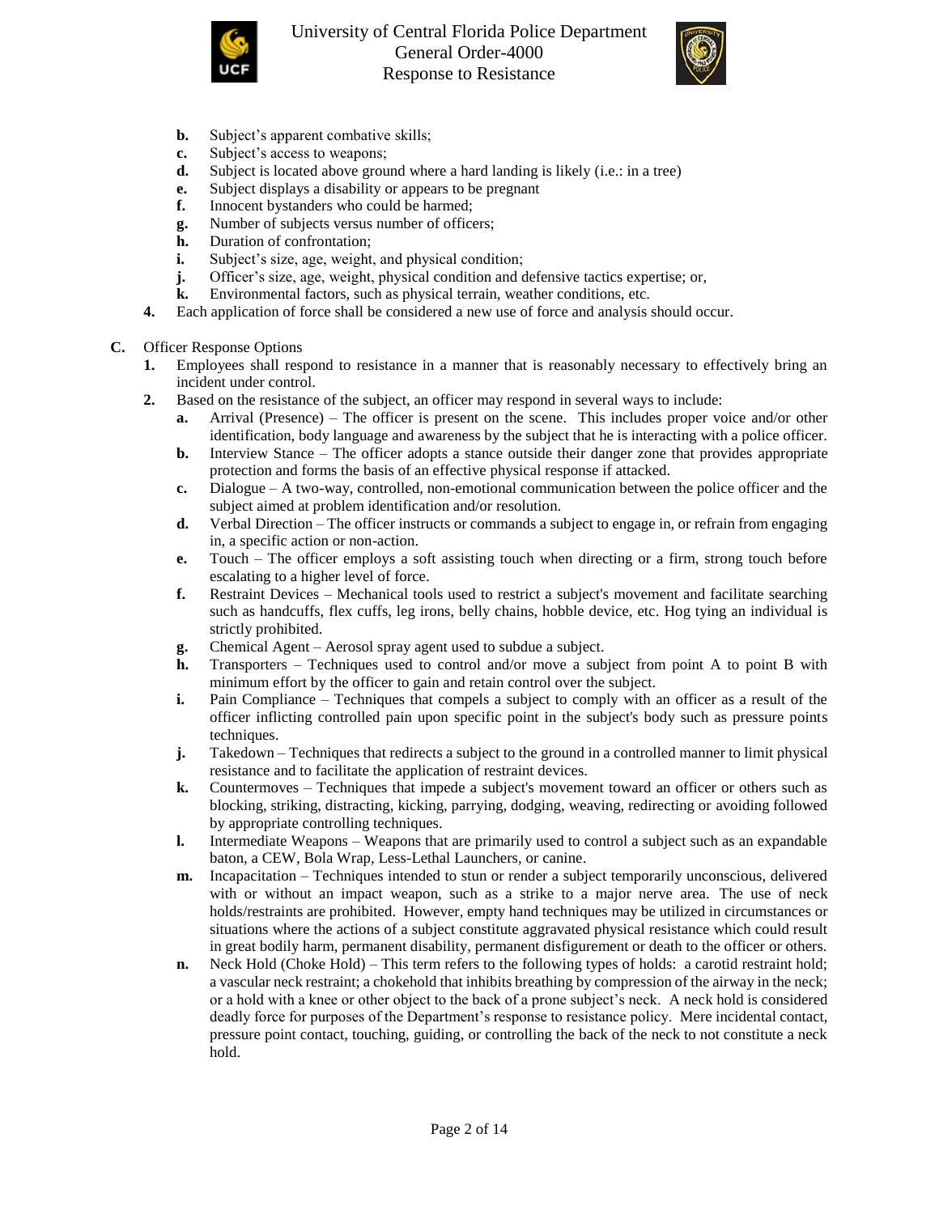b. Subject's apparent combative skills;
c. Subject's access to weapons;
d. Subject is located above ground where a hard landing is likely (i.e.: in a tree)
e. Subject displays a disability or appears to be pregnant
f. Innocent bystanders who could be harmed;
g. Number of subjects versus number of officers;
h. Duration of confrontation;
i. Subject's size, age, weight, and physical condition;
j. Officer's size, age, weight, physical condition and defensive tactics expertise; or,
k. Environmental factors, such as physical terrain, weather conditions, etc.

4. Each application of force shall be considered a new use of force and analysis should occur.

**C.** Officer Response Options

1. Employees shall respond to resistance in a manner that is reasonably necessary to effectively bring an incident under control.
2. Based on the resistance of the subject, an officer may respond in several ways to include:
   a. Arrival (Presence) – The officer is present on the scene. This includes proper voice and/or other identification, body language and awareness by the subject that he is interacting with a police officer.
   b. Interview Stance – The officer adopts a stance outside their danger zone that provides appropriate protection and forms the basis of an effective physical response if attacked.
   c. Dialogue – A two-way, controlled, non-emotional communication between the police officer and the subject aimed at problem identification and/or resolution.
   d. Verbal Direction – The officer instructs or commands a subject to engage in, or refrain from engaging in, a specific action or non-action.
   e. Touch – The officer employs a soft assisting touch when directing or a firm, strong touch before escalating to a higher level of force.
   f. Restraint Devices – Mechanical tools used to restrict a subject's movement and facilitate searching such as handcuffs, flex cuffs, leg irons, belly chains, hobble device, etc. Hog tying an individual is strictly prohibited.
   g. Chemical Agent – Aerosol spray agent used to subdue a subject.
   h. Transporters – Techniques used to control and/or move a subject from point A to point B with minimum effort by the officer to gain and retain control over the subject.
   i. Pain Compliance – Techniques that compels a subject to comply with an officer as a result of the officer inflicting controlled pain upon specific point in the subject's body such as pressure points techniques.
   j. Takedown – Techniques that redirects a subject to the ground in a controlled manner to limit physical resistance and to facilitate the application of restraint devices.
   k. Countermoves – Techniques that impede a subject's movement toward an officer or others such as blocking, striking, distracting, kicking, parrying, dodging, weaving, redirecting or avoiding followed by appropriate controlling techniques.
   l. Intermediate Weapons – Weapons that are primarily used to control a subject such as an expandable baton, a CEW, Bola Wrap, Less-Lethal Launchers, or canine.
   m. Incapacitation – Techniques intended to stun or render a subject temporarily unconscious, delivered with or without an impact weapon, such as a strike to a major nerve area. The use of neck holds/restraints are prohibited. However, empty hand techniques may be utilized in circumstances or situations where the actions of a subject constitute aggravated physical resistance which could result in great bodily harm, permanent disability, permanent disfigurement or death to the officer or others.
   n. Neck Hold (Choke Hold) – This term refers to the following types of holds: a carotid restraint hold; a vascular neck restraint; a chokehold that inhibits breathing by compression of the airway in the neck; or a hold with a knee or other object to the back of a prone subject's neck. A neck hold is considered deadly force for purposes of the Department's response to resistance policy. Mere incidental contact, pressure point contact, touching, guiding, or controlling the back of the neck to not constitute a neck hold.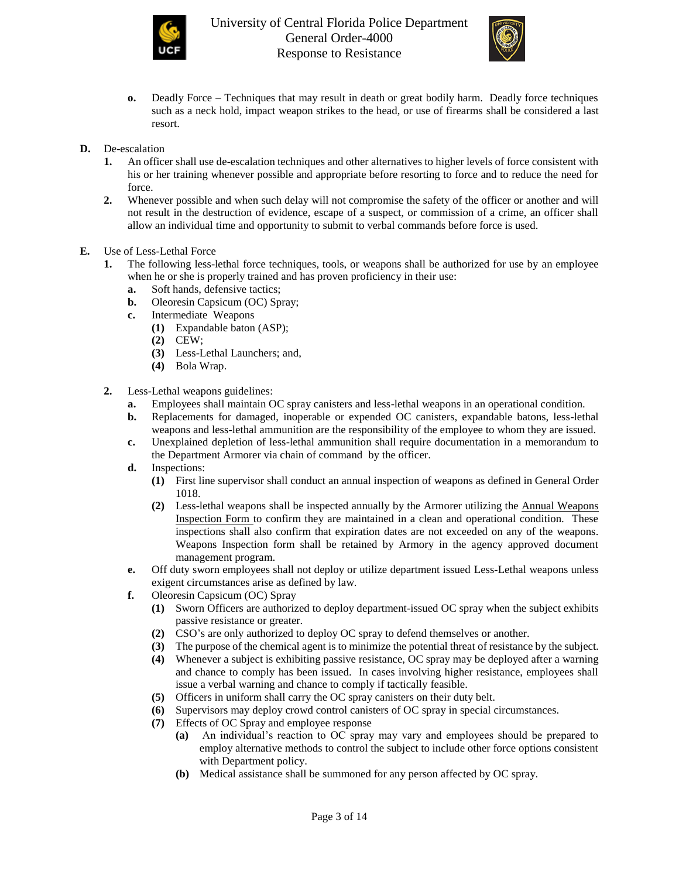- **o.** Deadly Force – Techniques that may result in death or great bodily harm. Deadly force techniques such as a neck hold, impact weapon strikes to the head, or use of firearms shall be considered a last resort.

**D.** De-escalation

1. An officer shall use de-escalation techniques and other alternatives to higher levels of force consistent with his or her training whenever possible and appropriate before resorting to force and to reduce the need for force.
2. Whenever possible and when such delay will not compromise the safety of the officer or another and will not result in the destruction of evidence, escape of a suspect, or commission of a crime, an officer shall allow an individual time and opportunity to submit to verbal commands before force is used.

**E.** Use of Less-Lethal Force

1. The following less-lethal force techniques, tools, or weapons shall be authorized for use by an employee when he or she is properly trained and has proven proficiency in their use:
   - **a.** Soft hands, defensive tactics;
   - **b.** Oleoresin Capsicum (OC) Spray;
   - **c.** Intermediate Weapons
     - **(1)** Expandable baton (ASP);
     - **(2)** CEW;
     - **(3)** Less-Lethal Launchers; and,
     - **(4)** Bola Wrap.

2. Less-Lethal weapons guidelines:
   - **a.** Employees shall maintain OC spray canisters and less-lethal weapons in an operational condition.
   - **b.** Replacements for damaged, inoperable or expended OC canisters, expandable batons, less-lethal weapons and less-lethal ammunition are the responsibility of the employee to whom they are issued.
   - **c.** Unexplained depletion of less-lethal ammunition shall require documentation in a memorandum to the Department Armorer via chain of command by the officer.
   - **d.** Inspections:
     - **(1)** First line supervisor shall conduct an annual inspection of weapons as defined in General Order 1018.
     - **(2)** Less-lethal weapons shall be inspected annually by the Armorer utilizing the Annual Weapons Inspection Form to confirm they are maintained in a clean and operational condition. These inspections shall also confirm that expiration dates are not exceeded on any of the weapons. Weapons Inspection form shall be retained by Armory in the agency approved document management program.
   - **e.** Off duty sworn employees shall not deploy or utilize department issued Less-Lethal weapons unless exigent circumstances arise as defined by law.
   - **f.** Oleoresin Capsicum (OC) Spray
     - **(1)** Sworn Officers are authorized to deploy department-issued OC spray when the subject exhibits passive resistance or greater.
     - **(2)** CSO's are only authorized to deploy OC spray to defend themselves or another.
     - **(3)** The purpose of the chemical agent is to minimize the potential threat of resistance by the subject.
     - **(4)** Whenever a subject is exhibiting passive resistance, OC spray may be deployed after a warning and chance to comply has been issued. In cases involving higher resistance, employees shall issue a verbal warning and chance to comply if tactically feasible.
     - **(5)** Officers in uniform shall carry the OC spray canisters on their duty belt.
     - **(6)** Supervisors may deploy crowd control canisters of OC spray in special circumstances.
     - **(7)** Effects of OC Spray and employee response
       - **(a)** An individual's reaction to OC spray may vary and employees should be prepared to employ alternative methods to control the subject to include other force options consistent with Department policy.
       - **(b)** Medical assistance shall be summoned for any person affected by OC spray.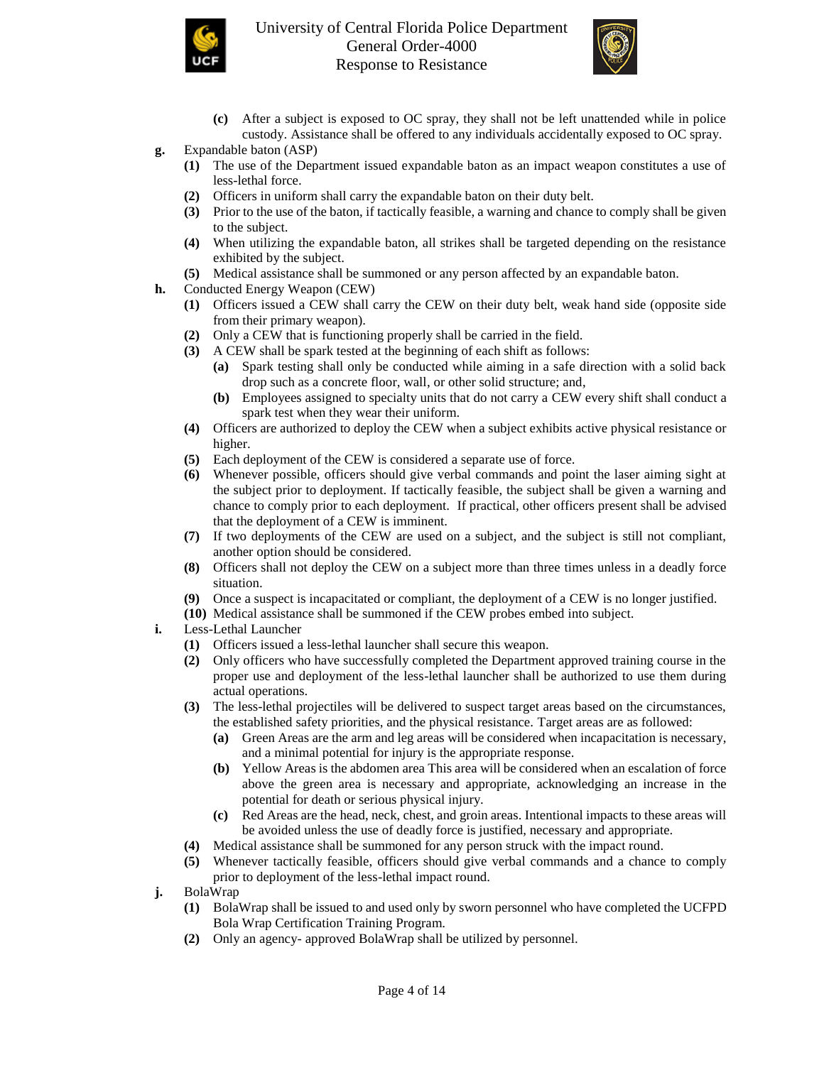- **(c)** After a subject is exposed to OC spray, they shall not be left unattended while in police custody. Assistance shall be offered to any individuals accidentally exposed to OC spray.

**g.** Expandable baton (ASP)

- **(1)** The use of the Department issued expandable baton as an impact weapon constitutes a use of less-lethal force.
- **(2)** Officers in uniform shall carry the expandable baton on their duty belt.
- **(3)** Prior to the use of the baton, if tactically feasible, a warning and chance to comply shall be given to the subject.
- **(4)** When utilizing the expandable baton, all strikes shall be targeted depending on the resistance exhibited by the subject.
- **(5)** Medical assistance shall be summoned or any person affected by an expandable baton.

**h.** Conducted Energy Weapon (CEW)

- **(1)** Officers issued a CEW shall carry the CEW on their duty belt, weak hand side (opposite side from their primary weapon).
- **(2)** Only a CEW that is functioning properly shall be carried in the field.
- **(3)** A CEW shall be spark tested at the beginning of each shift as follows:
  - **(a)** Spark testing shall only be conducted while aiming in a safe direction with a solid back drop such as a concrete floor, wall, or other solid structure; and,
  - **(b)** Employees assigned to specialty units that do not carry a CEW every shift shall conduct a spark test when they wear their uniform.
- **(4)** Officers are authorized to deploy the CEW when a subject exhibits active physical resistance or higher.
- **(5)** Each deployment of the CEW is considered a separate use of force.
- **(6)** Whenever possible, officers should give verbal commands and point the laser aiming sight at the subject prior to deployment. If tactically feasible, the subject shall be given a warning and chance to comply prior to each deployment. If practical, other officers present shall be advised that the deployment of a CEW is imminent.
- **(7)** If two deployments of the CEW are used on a subject, and the subject is still not compliant, another option should be considered.
- **(8)** Officers shall not deploy the CEW on a subject more than three times unless in a deadly force situation.
- **(9)** Once a suspect is incapacitated or compliant, the deployment of a CEW is no longer justified.
- **(10)** Medical assistance shall be summoned if the CEW probes embed into subject.

**i.** Less-Lethal Launcher

- **(1)** Officers issued a less-lethal launcher shall secure this weapon.
- **(2)** Only officers who have successfully completed the Department approved training course in the proper use and deployment of the less-lethal launcher shall be authorized to use them during actual operations.
- **(3)** The less-lethal projectiles will be delivered to suspect target areas based on the circumstances, the established safety priorities, and the physical resistance. Target areas are as followed:
  - **(a)** Green Areas are the arm and leg areas will be considered when incapacitation is necessary, and a minimal potential for injury is the appropriate response.
  - **(b)** Yellow Areas is the abdomen area This area will be considered when an escalation of force above the green area is necessary and appropriate, acknowledging an increase in the potential for death or serious physical injury.
  - **(c)** Red Areas are the head, neck, chest, and groin areas. Intentional impacts to these areas will be avoided unless the use of deadly force is justified, necessary and appropriate.
- **(4)** Medical assistance shall be summoned for any person struck with the impact round.
- **(5)** Whenever tactically feasible, officers should give verbal commands and a chance to comply prior to deployment of the less-lethal impact round.

**j.** BolaWrap

- **(1)** BolaWrap shall be issued to and used only by sworn personnel who have completed the UCFPD Bola Wrap Certification Training Program.
- **(2)** Only an agency- approved BolaWrap shall be utilized by personnel.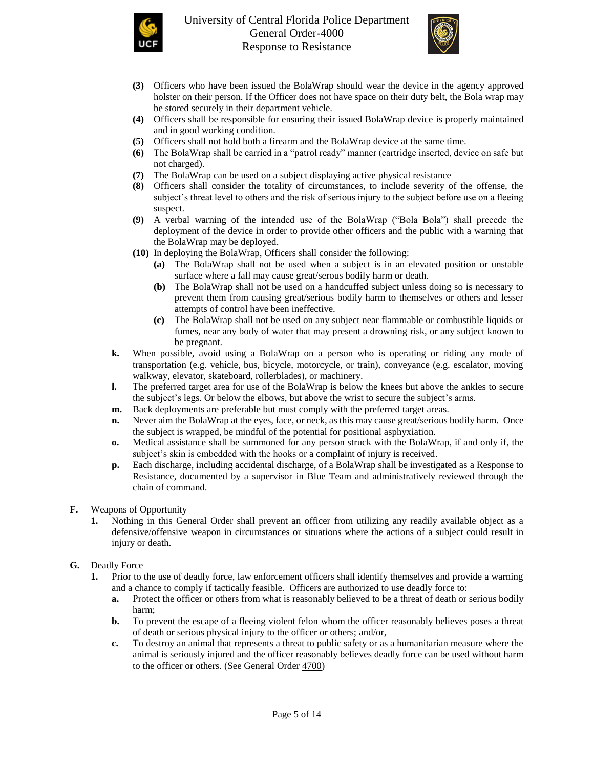- **(3)** Officers who have been issued the BolaWrap should wear the device in the agency approved holster on their person. If the Officer does not have space on their duty belt, the Bola wrap may be stored securely in their department vehicle.
- **(4)** Officers shall be responsible for ensuring their issued BolaWrap device is properly maintained and in good working condition.
- **(5)** Officers shall not hold both a firearm and the BolaWrap device at the same time.
- **(6)** The BolaWrap shall be carried in a "patrol ready" manner (cartridge inserted, device on safe but not charged).
- **(7)** The BolaWrap can be used on a subject displaying active physical resistance
- **(8)** Officers shall consider the totality of circumstances, to include severity of the offense, the subject's threat level to others and the risk of serious injury to the subject before use on a fleeing suspect.
- **(9)** A verbal warning of the intended use of the BolaWrap ("Bola Bola") shall precede the deployment of the device in order to provide other officers and the public with a warning that the BolaWrap may be deployed.
- **(10)** In deploying the BolaWrap, Officers shall consider the following:
  - **(a)** The BolaWrap shall not be used when a subject is in an elevated position or unstable surface where a fall may cause great/serous bodily harm or death.
  - **(b)** The BolaWrap shall not be used on a handcuffed subject unless doing so is necessary to prevent them from causing great/serious bodily harm to themselves or others and lesser attempts of control have been ineffective.
  - **(c)** The BolaWrap shall not be used on any subject near flammable or combustible liquids or fumes, near any body of water that may present a drowning risk, or any subject known to be pregnant.

**k.** When possible, avoid using a BolaWrap on a person who is operating or riding any mode of transportation (e.g. vehicle, bus, bicycle, motorcycle, or train), conveyance (e.g. escalator, moving walkway, elevator, skateboard, rollerblades), or machinery.

**l.** The preferred target area for use of the BolaWrap is below the knees but above the ankles to secure the subject's legs. Or below the elbows, but above the wrist to secure the subject's arms.

**m.** Back deployments are preferable but must comply with the preferred target areas.

**n.** Never aim the BolaWrap at the eyes, face, or neck, as this may cause great/serious bodily harm. Once the subject is wrapped, be mindful of the potential for positional asphyxiation.

**o.** Medical assistance shall be summoned for any person struck with the BolaWrap, if and only if, the subject's skin is embedded with the hooks or a complaint of injury is received.

**p.** Each discharge, including accidental discharge, of a BolaWrap shall be investigated as a Response to Resistance, documented by a supervisor in Blue Team and administratively reviewed through the chain of command.

**F.** Weapons of Opportunity

**1.** Nothing in this General Order shall prevent an officer from utilizing any readily available object as a defensive/offensive weapon in circumstances or situations where the actions of a subject could result in injury or death.

**G.** Deadly Force

**1.** Prior to the use of deadly force, law enforcement officers shall identify themselves and provide a warning and a chance to comply if tactically feasible. Officers are authorized to use deadly force to:

- **a.** Protect the officer or others from what is reasonably believed to be a threat of death or serious bodily harm;
- **b.** To prevent the escape of a fleeing violent felon whom the officer reasonably believes poses a threat of death or serious physical injury to the officer or others; and/or,
- **c.** To destroy an animal that represents a threat to public safety or as a humanitarian measure where the animal is seriously injured and the officer reasonably believes deadly force can be used without harm to the officer or others. (See General Order 4700)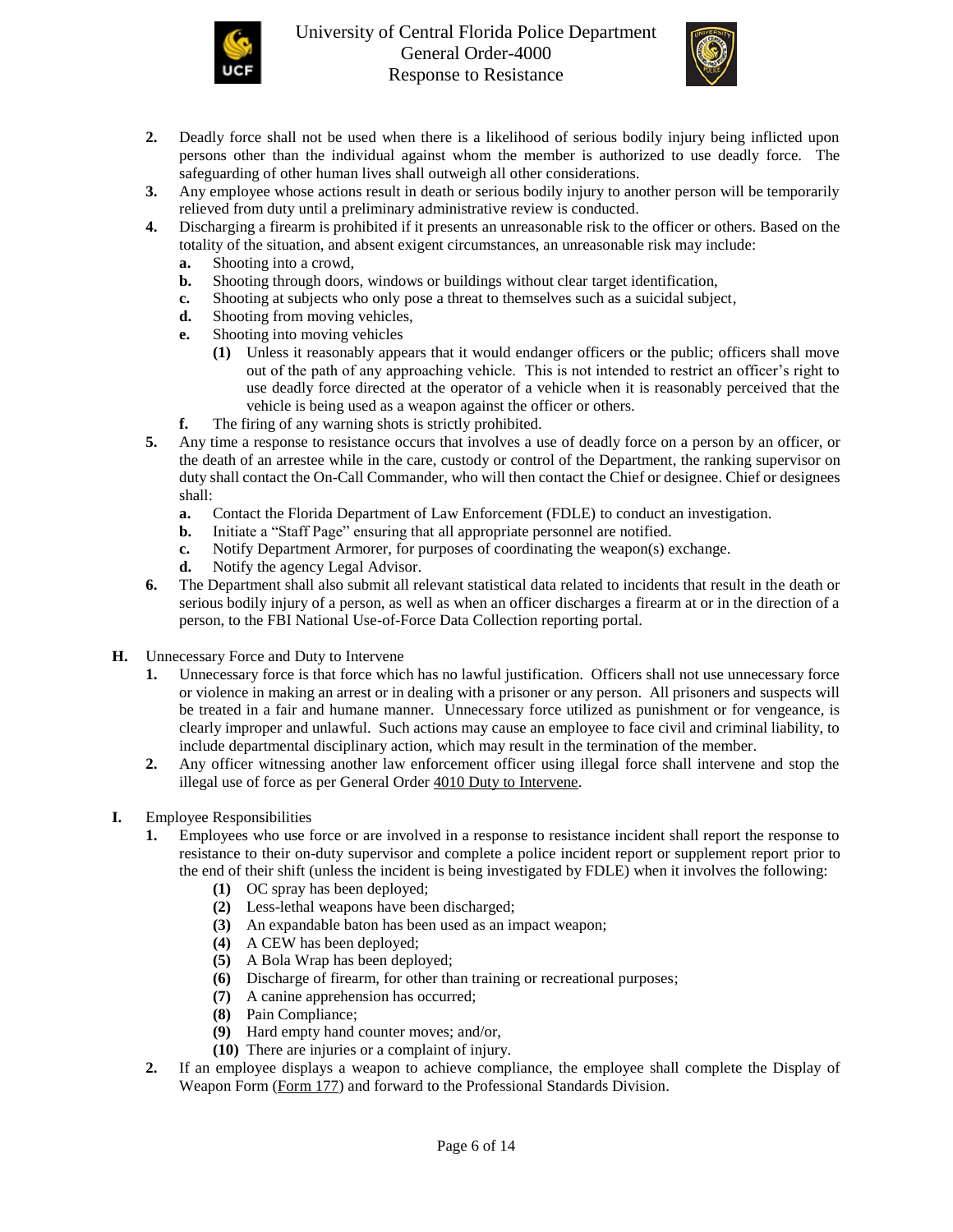2. Deadly force shall not be used when there is a likelihood of serious bodily injury being inflicted upon persons other than the individual against whom the member is authorized to use deadly force. The safeguarding of other human lives shall outweigh all other considerations.
3. Any employee whose actions result in death or serious bodily injury to another person will be temporarily relieved from duty until a preliminary administrative review is conducted.
4. Discharging a firearm is prohibited if it presents an unreasonable risk to the officer or others. Based on the totality of the situation, and absent exigent circumstances, an unreasonable risk may include:
   a. Shooting into a crowd,
   b. Shooting through doors, windows or buildings without clear target identification,
   c. Shooting at subjects who only pose a threat to themselves such as a suicidal subject,
   d. Shooting from moving vehicles,
   e. Shooting into moving vehicles
      (1) Unless it reasonably appears that it would endanger officers or the public; officers shall move out of the path of any approaching vehicle. This is not intended to restrict an officer's right to use deadly force directed at the operator of a vehicle when it is reasonably perceived that the vehicle is being used as a weapon against the officer or others.
   f. The firing of any warning shots is strictly prohibited.
5. Any time a response to resistance occurs that involves a use of deadly force on a person by an officer, or the death of an arrestee while in the care, custody or control of the Department, the ranking supervisor on duty shall contact the On-Call Commander, who will then contact the Chief or designee. Chief or designees shall:
   a. Contact the Florida Department of Law Enforcement (FDLE) to conduct an investigation.
   b. Initiate a "Staff Page" ensuring that all appropriate personnel are notified.
   c. Notify Department Armorer, for purposes of coordinating the weapon(s) exchange.
   d. Notify the agency Legal Advisor.
6. The Department shall also submit all relevant statistical data related to incidents that result in the death or serious bodily injury of a person, as well as when an officer discharges a firearm at or in the direction of a person, to the FBI National Use-of-Force Data Collection reporting portal.

**H.** Unnecessary Force and Duty to Intervene

1. Unnecessary force is that force which has no lawful justification. Officers shall not use unnecessary force or violence in making an arrest or in dealing with a prisoner or any person. All prisoners and suspects will be treated in a fair and humane manner. Unnecessary force utilized as punishment or for vengeance, is clearly improper and unlawful. Such actions may cause an employee to face civil and criminal liability, to include departmental disciplinary action, which may result in the termination of the member.
2. Any officer witnessing another law enforcement officer using illegal force shall intervene and stop the illegal use of force as per General Order 4010 Duty to Intervene.

**I.** Employee Responsibilities

1. Employees who use force or are involved in a response to resistance incident shall report the response to resistance to their on-duty supervisor and complete a police incident report or supplement report prior to the end of their shift (unless the incident is being investigated by FDLE) when it involves the following:
   (1) OC spray has been deployed;
   (2) Less-lethal weapons have been discharged;
   (3) An expandable baton has been used as an impact weapon;
   (4) A CEW has been deployed;
   (5) A Bola Wrap has been deployed;
   (6) Discharge of firearm, for other than training or recreational purposes;
   (7) A canine apprehension has occurred;
   (8) Pain Compliance;
   (9) Hard empty hand counter moves; and/or,
   (10) There are injuries or a complaint of injury.
2. If an employee displays a weapon to achieve compliance, the employee shall complete the Display of Weapon Form (Form 177) and forward to the Professional Standards Division.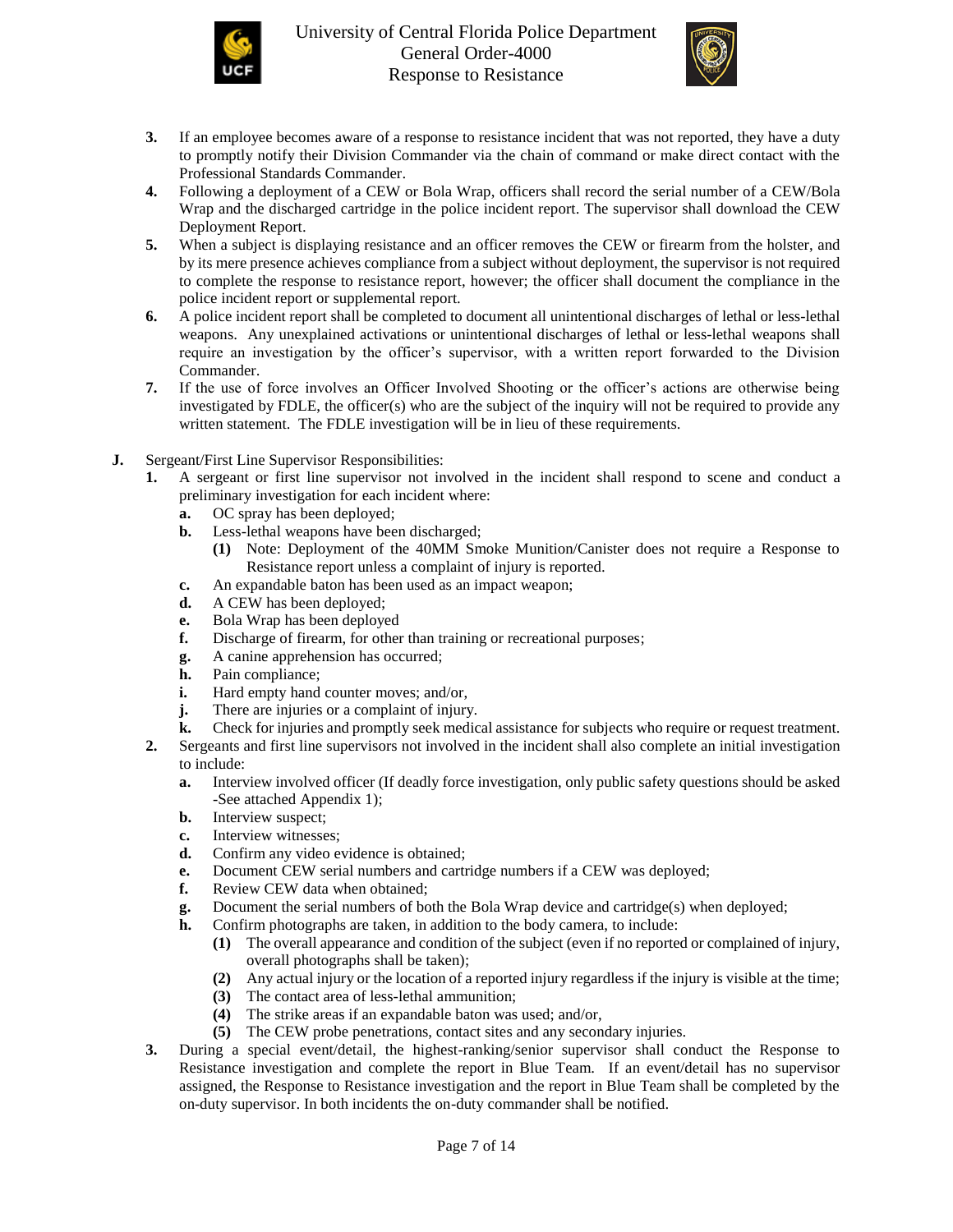3. If an employee becomes aware of a response to resistance incident that was not reported, they have a duty to promptly notify their Division Commander via the chain of command or make direct contact with the Professional Standards Commander.
4. Following a deployment of a CEW or Bola Wrap, officers shall record the serial number of a CEW/Bola Wrap and the discharged cartridge in the police incident report. The supervisor shall download the CEW Deployment Report.
5. When a subject is displaying resistance and an officer removes the CEW or firearm from the holster, and by its mere presence achieves compliance from a subject without deployment, the supervisor is not required to complete the response to resistance report, however; the officer shall document the compliance in the police incident report or supplemental report.
6. A police incident report shall be completed to document all unintentional discharges of lethal or less-lethal weapons. Any unexplained activations or unintentional discharges of lethal or less-lethal weapons shall require an investigation by the officer's supervisor, with a written report forwarded to the Division Commander.
7. If the use of force involves an Officer Involved Shooting or the officer's actions are otherwise being investigated by FDLE, the officer(s) who are the subject of the inquiry will not be required to provide any written statement. The FDLE investigation will be in lieu of these requirements.

**J.** Sergeant/First Line Supervisor Responsibilities:

1. A sergeant or first line supervisor not involved in the incident shall respond to scene and conduct a preliminary investigation for each incident where:
   - **a.** OC spray has been deployed;
   - **b.** Less-lethal weapons have been discharged;
     - **(1)** Note: Deployment of the 40MM Smoke Munition/Canister does not require a Response to Resistance report unless a complaint of injury is reported.
   - **c.** An expandable baton has been used as an impact weapon;
   - **d.** A CEW has been deployed;
   - **e.** Bola Wrap has been deployed
   - **f.** Discharge of firearm, for other than training or recreational purposes;
   - **g.** A canine apprehension has occurred;
   - **h.** Pain compliance;
   - **i.** Hard empty hand counter moves; and/or,
   - **j.** There are injuries or a complaint of injury.
   - **k.** Check for injuries and promptly seek medical assistance for subjects who require or request treatment.
2. Sergeants and first line supervisors not involved in the incident shall also complete an initial investigation to include:
   - **a.** Interview involved officer (If deadly force investigation, only public safety questions should be asked -See attached Appendix 1);
   - **b.** Interview suspect;
   - **c.** Interview witnesses;
   - **d.** Confirm any video evidence is obtained;
   - **e.** Document CEW serial numbers and cartridge numbers if a CEW was deployed;
   - **f.** Review CEW data when obtained;
   - **g.** Document the serial numbers of both the Bola Wrap device and cartridge(s) when deployed;
   - **h.** Confirm photographs are taken, in addition to the body camera, to include:
     - **(1)** The overall appearance and condition of the subject (even if no reported or complained of injury, overall photographs shall be taken);
     - **(2)** Any actual injury or the location of a reported injury regardless if the injury is visible at the time;
     - **(3)** The contact area of less-lethal ammunition;
     - **(4)** The strike areas if an expandable baton was used; and/or,
     - **(5)** The CEW probe penetrations, contact sites and any secondary injuries.
3. During a special event/detail, the highest-ranking/senior supervisor shall conduct the Response to Resistance investigation and complete the report in Blue Team. If an event/detail has no supervisor assigned, the Response to Resistance investigation and the report in Blue Team shall be completed by the on-duty supervisor. In both incidents the on-duty commander shall be notified.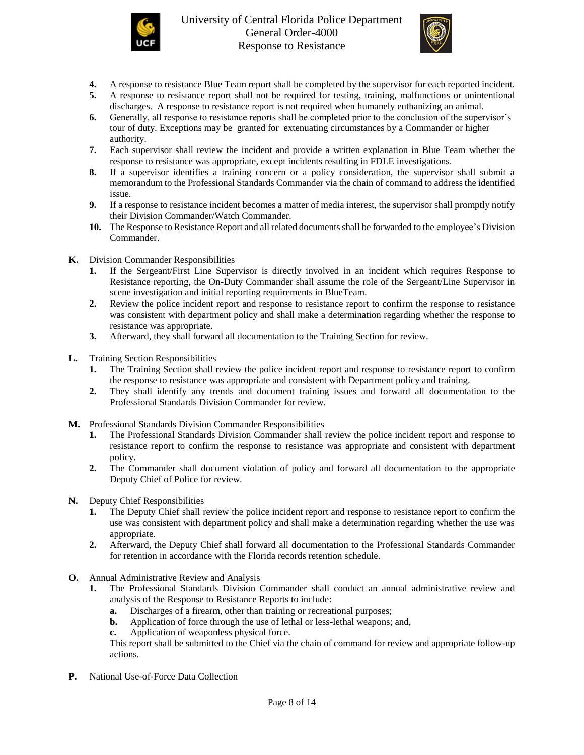4. A response to resistance Blue Team report shall be completed by the supervisor for each reported incident.
5. A response to resistance report shall not be required for testing, training, malfunctions or unintentional discharges. A response to resistance report is not required when humanely euthanizing an animal.
6. Generally, all response to resistance reports shall be completed prior to the conclusion of the supervisor's tour of duty. Exceptions may be granted for extenuating circumstances by a Commander or higher authority.
7. Each supervisor shall review the incident and provide a written explanation in Blue Team whether the response to resistance was appropriate, except incidents resulting in FDLE investigations.
8. If a supervisor identifies a training concern or a policy consideration, the supervisor shall submit a memorandum to the Professional Standards Commander via the chain of command to address the identified issue.
9. If a response to resistance incident becomes a matter of media interest, the supervisor shall promptly notify their Division Commander/Watch Commander.
10. The Response to Resistance Report and all related documents shall be forwarded to the employee's Division Commander.

**K.** Division Commander Responsibilities

1. If the Sergeant/First Line Supervisor is directly involved in an incident which requires Response to Resistance reporting, the On-Duty Commander shall assume the role of the Sergeant/Line Supervisor in scene investigation and initial reporting requirements in BlueTeam.
2. Review the police incident report and response to resistance report to confirm the response to resistance was consistent with department policy and shall make a determination regarding whether the response to resistance was appropriate.
3. Afterward, they shall forward all documentation to the Training Section for review.

**L.** Training Section Responsibilities

1. The Training Section shall review the police incident report and response to resistance report to confirm the response to resistance was appropriate and consistent with Department policy and training.
2. They shall identify any trends and document training issues and forward all documentation to the Professional Standards Division Commander for review.

**M.** Professional Standards Division Commander Responsibilities

1. The Professional Standards Division Commander shall review the police incident report and response to resistance report to confirm the response to resistance was appropriate and consistent with department policy.
2. The Commander shall document violation of policy and forward all documentation to the appropriate Deputy Chief of Police for review.

**N.** Deputy Chief Responsibilities

1. The Deputy Chief shall review the police incident report and response to resistance report to confirm the use was consistent with department policy and shall make a determination regarding whether the use was appropriate.
2. Afterward, the Deputy Chief shall forward all documentation to the Professional Standards Commander for retention in accordance with the Florida records retention schedule.

**O.** Annual Administrative Review and Analysis

1. The Professional Standards Division Commander shall conduct an annual administrative review and analysis of the Response to Resistance Reports to include:
   - **a.** Discharges of a firearm, other than training or recreational purposes;
   - **b.** Application of force through the use of lethal or less-lethal weapons; and,
   - **c.** Application of weaponless physical force.

   This report shall be submitted to the Chief via the chain of command for review and appropriate follow-up actions.

**P.** National Use-of-Force Data Collection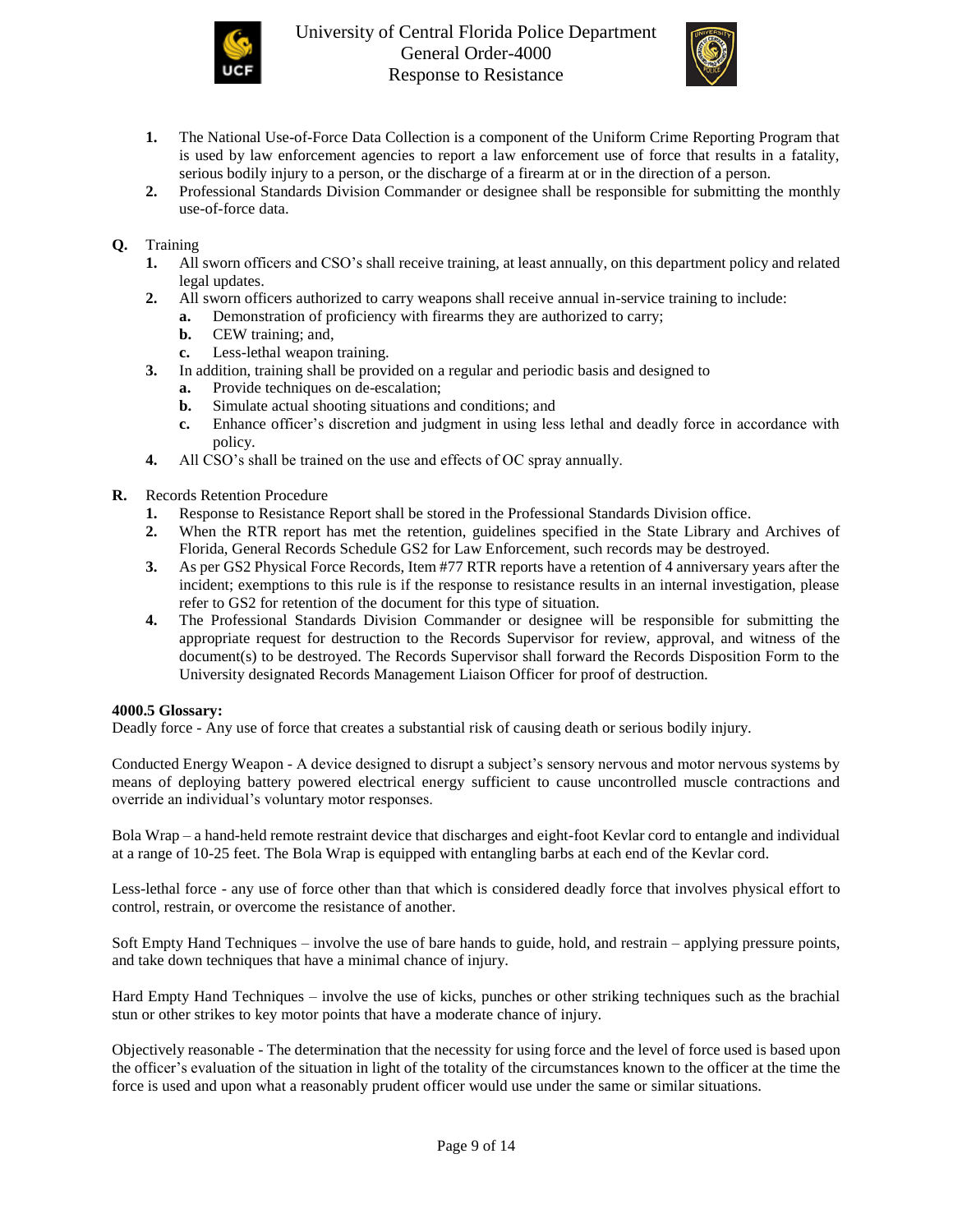1. The National Use-of-Force Data Collection is a component of the Uniform Crime Reporting Program that is used by law enforcement agencies to report a law enforcement use of force that results in a fatality, serious bodily injury to a person, or the discharge of a firearm at or in the direction of a person.
2. Professional Standards Division Commander or designee shall be responsible for submitting the monthly use-of-force data.

**Q.** Training

1. All sworn officers and CSO's shall receive training, at least annually, on this department policy and related legal updates.
2. All sworn officers authorized to carry weapons shall receive annual in-service training to include:
   a. Demonstration of proficiency with firearms they are authorized to carry;
   b. CEW training; and,
   c. Less-lethal weapon training.
3. In addition, training shall be provided on a regular and periodic basis and designed to
   a. Provide techniques on de-escalation;
   b. Simulate actual shooting situations and conditions; and
   c. Enhance officer's discretion and judgment in using less lethal and deadly force in accordance with policy.
4. All CSO's shall be trained on the use and effects of OC spray annually.

**R.** Records Retention Procedure

1. Response to Resistance Report shall be stored in the Professional Standards Division office.
2. When the RTR report has met the retention, guidelines specified in the State Library and Archives of Florida, General Records Schedule GS2 for Law Enforcement, such records may be destroyed.
3. As per GS2 Physical Force Records, Item #77 RTR reports have a retention of 4 anniversary years after the incident; exemptions to this rule is if the response to resistance results in an internal investigation, please refer to GS2 for retention of the document for this type of situation.
4. The Professional Standards Division Commander or designee will be responsible for submitting the appropriate request for destruction to the Records Supervisor for review, approval, and witness of the document(s) to be destroyed. The Records Supervisor shall forward the Records Disposition Form to the University designated Records Management Liaison Officer for proof of destruction.

**4000.5 Glossary:**

Deadly force - Any use of force that creates a substantial risk of causing death or serious bodily injury.

Conducted Energy Weapon - A device designed to disrupt a subject's sensory nervous and motor nervous systems by means of deploying battery powered electrical energy sufficient to cause uncontrolled muscle contractions and override an individual's voluntary motor responses.

Bola Wrap – a hand-held remote restraint device that discharges and eight-foot Kevlar cord to entangle and individual at a range of 10-25 feet. The Bola Wrap is equipped with entangling barbs at each end of the Kevlar cord.

Less-lethal force - any use of force other than that which is considered deadly force that involves physical effort to control, restrain, or overcome the resistance of another.

Soft Empty Hand Techniques – involve the use of bare hands to guide, hold, and restrain – applying pressure points, and take down techniques that have a minimal chance of injury.

Hard Empty Hand Techniques – involve the use of kicks, punches or other striking techniques such as the brachial stun or other strikes to key motor points that have a moderate chance of injury.

Objectively reasonable - The determination that the necessity for using force and the level of force used is based upon the officer's evaluation of the situation in light of the totality of the circumstances known to the officer at the time the force is used and upon what a reasonably prudent officer would use under the same or similar situations.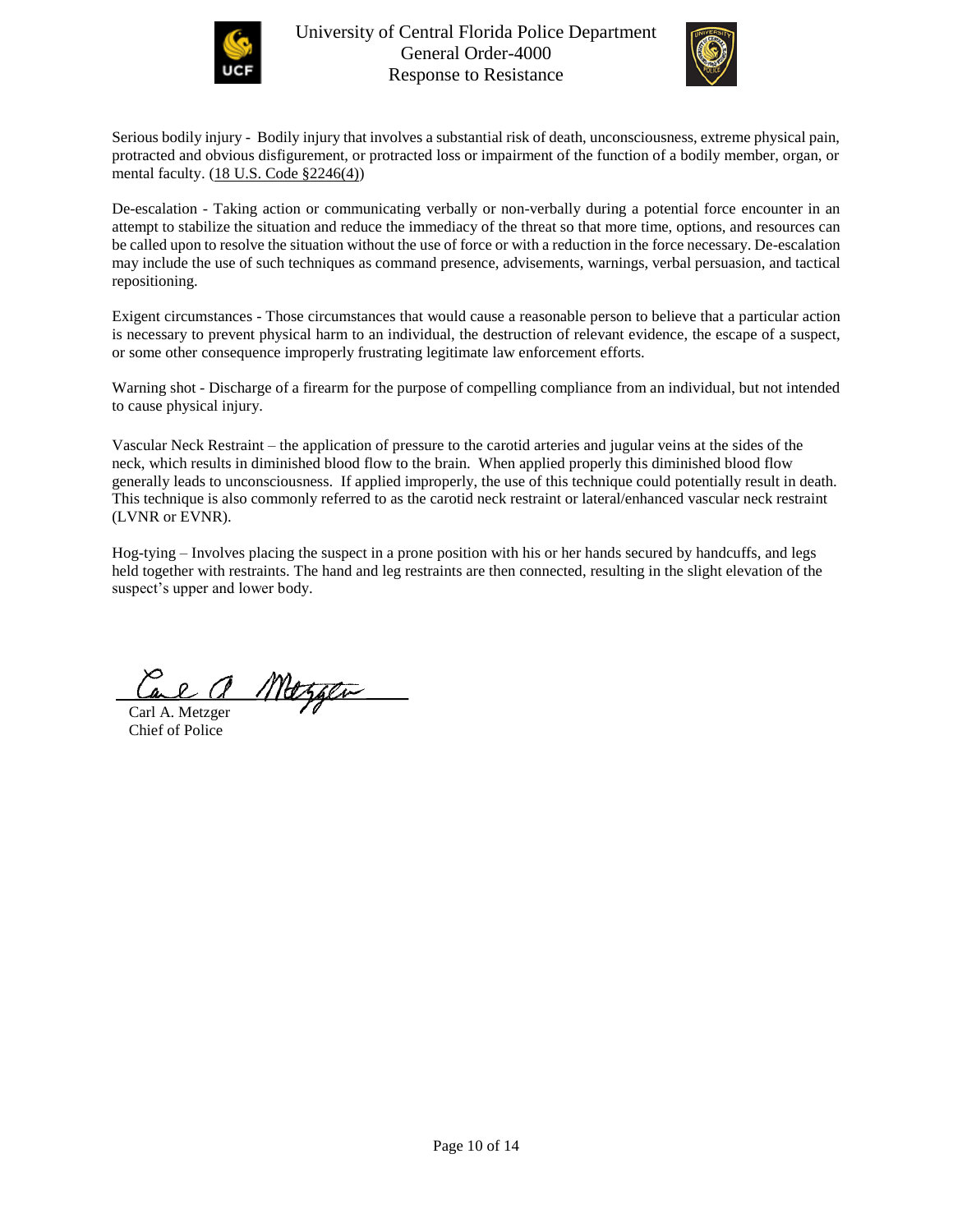Serious bodily injury - Bodily injury that involves a substantial risk of death, unconsciousness, extreme physical pain, protracted and obvious disfigurement, or protracted loss or impairment of the function of a bodily member, organ, or mental faculty. (18 U.S. Code §2246(4))

De-escalation - Taking action or communicating verbally or non-verbally during a potential force encounter in an attempt to stabilize the situation and reduce the immediacy of the threat so that more time, options, and resources can be called upon to resolve the situation without the use of force or with a reduction in the force necessary. De-escalation may include the use of such techniques as command presence, advisements, warnings, verbal persuasion, and tactical repositioning.

Exigent circumstances - Those circumstances that would cause a reasonable person to believe that a particular action is necessary to prevent physical harm to an individual, the destruction of relevant evidence, the escape of a suspect, or some other consequence improperly frustrating legitimate law enforcement efforts.

Warning shot - Discharge of a firearm for the purpose of compelling compliance from an individual, but not intended to cause physical injury.

Vascular Neck Restraint – the application of pressure to the carotid arteries and jugular veins at the sides of the neck, which results in diminished blood flow to the brain. When applied properly this diminished blood flow generally leads to unconsciousness. If applied improperly, the use of this technique could potentially result in death. This technique is also commonly referred to as the carotid neck restraint or lateral/enhanced vascular neck restraint (LVNR or EVNR).

Hog-tying – Involves placing the suspect in a prone position with his or her hands secured by handcuffs, and legs held together with restraints. The hand and leg restraints are then connected, resulting in the slight elevation of the suspect's upper and lower body.

Carl A. Metzger
Chief of Police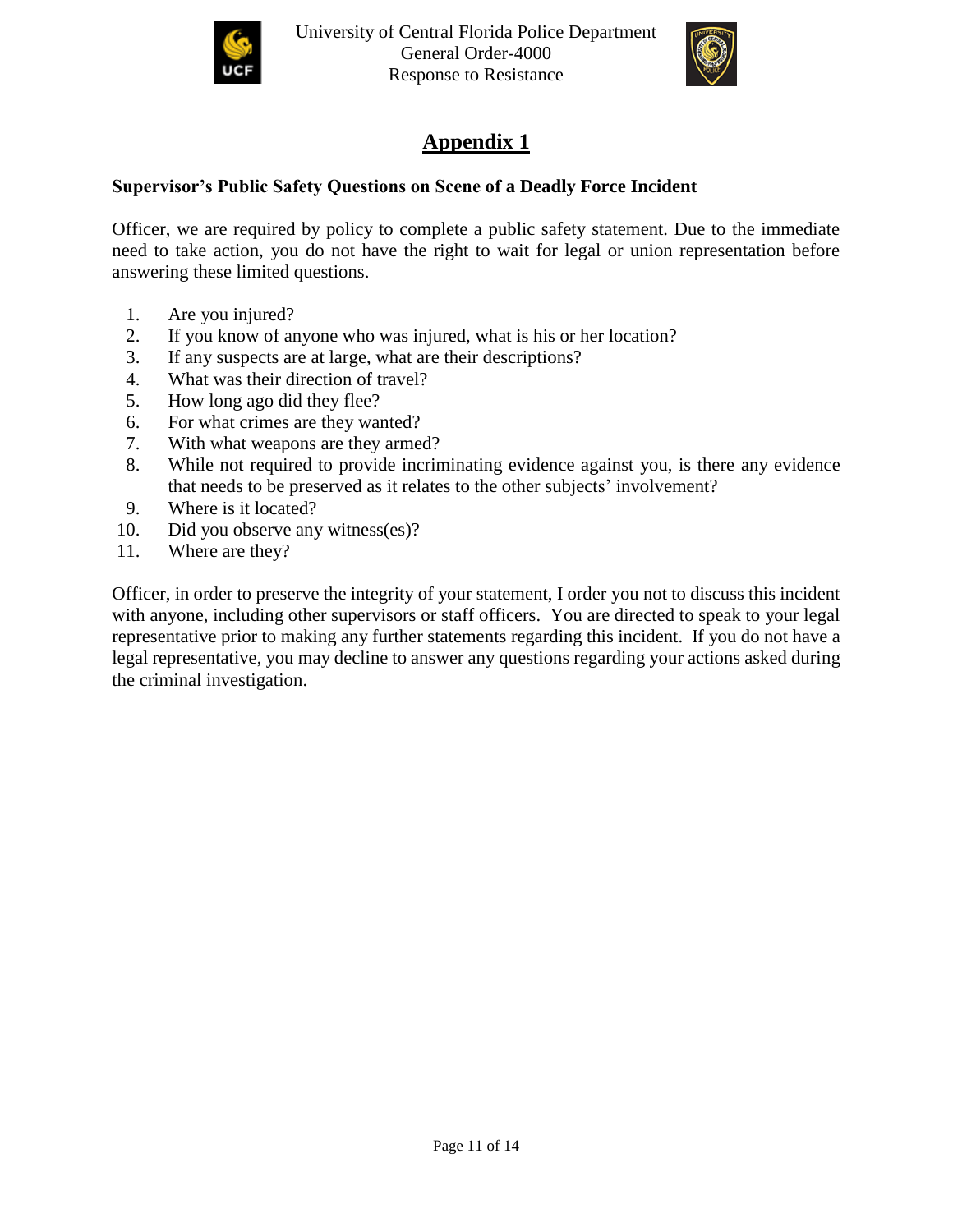# Appendix 1

**Supervisor's Public Safety Questions on Scene of a Deadly Force Incident**

Officer, we are required by policy to complete a public safety statement. Due to the immediate need to take action, you do not have the right to wait for legal or union representation before answering these limited questions.

1. Are you injured?
2. If you know of anyone who was injured, what is his or her location?
3. If any suspects are at large, what are their descriptions?
4. What was their direction of travel?
5. How long ago did they flee?
6. For what crimes are they wanted?
7. With what weapons are they armed?
8. While not required to provide incriminating evidence against you, is there any evidence that needs to be preserved as it relates to the other subjects' involvement?
9. Where is it located?
10. Did you observe any witness(es)?
11. Where are they?

Officer, in order to preserve the integrity of your statement, I order you not to discuss this incident with anyone, including other supervisors or staff officers. You are directed to speak to your legal representative prior to making any further statements regarding this incident. If you do not have a legal representative, you may decline to answer any questions regarding your actions asked during the criminal investigation.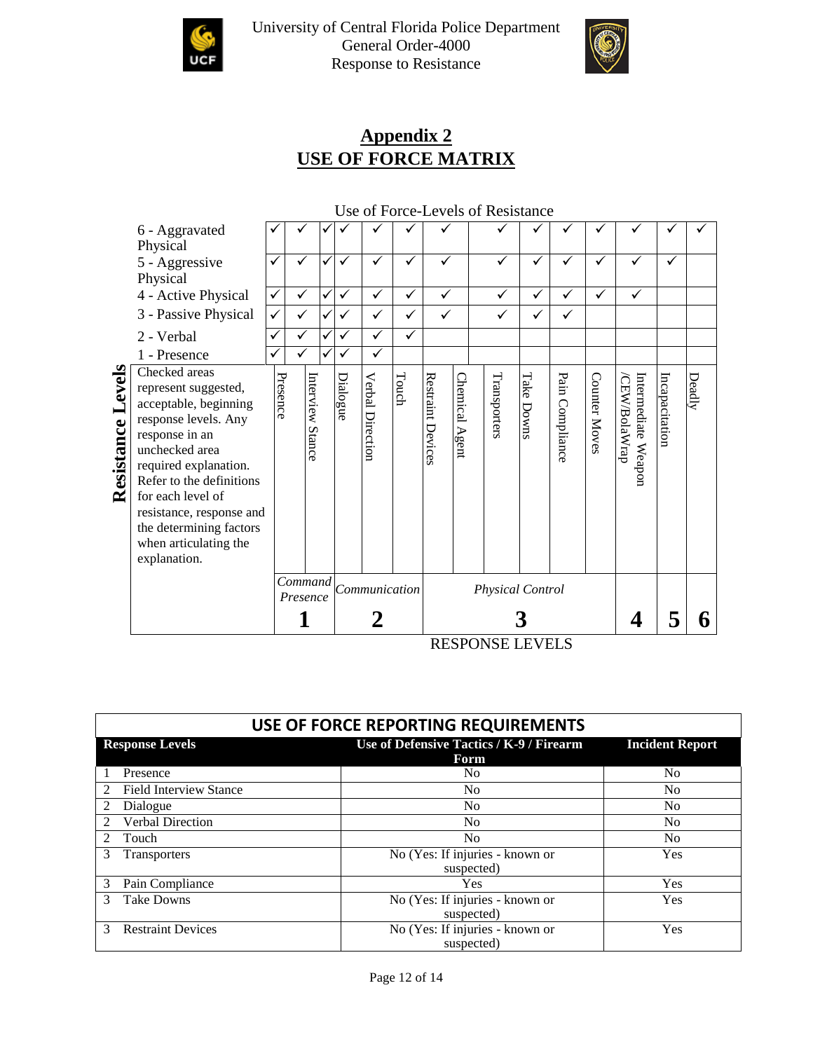## Appendix 2

## USE OF FORCE MATRIX

Use of Force-Levels of Resistance

| Resistance Levels | Presence | Interview Stance | Dialogue | Verbal Direction | Touch | Restraint Devices | Chemical Agent | Transporters | Take Downs | Pain Compliance | Counter Moves | Intermediate Weapon /CEW/BolaWrap | Incapacitation | Deadly |
|---|---|---|---|---|---|---|---|---|---|---|---|---|---|---|
| 6 - Aggravated Physical | ✓ | ✓ | ✓ | ✓ | ✓ | ✓ | | ✓ | ✓ | ✓ | ✓ | ✓ | ✓ | ✓ |
| 5 - Aggressive Physical | ✓ | ✓ | ✓ | ✓ | ✓ | ✓ | | ✓ | ✓ | ✓ | ✓ | ✓ | ✓ | |
| 4 - Active Physical | ✓ | ✓ | ✓ | ✓ | ✓ | ✓ | | ✓ | ✓ | ✓ | ✓ | ✓ | | |
| 3 - Passive Physical | ✓ | ✓ | ✓ | ✓ | ✓ | ✓ | | ✓ | ✓ | ✓ | | | | |
| 2 - Verbal | ✓ | ✓ | ✓ | ✓ | ✓ | | | | | | | | | |
| 1 - Presence | ✓ | ✓ | ✓ | ✓ | | | | | | | | | | |
| | *Command Presence* | | *Communication* | | | *Physical Control* | | | | | | | | |
| RESPONSE LEVELS | **1** | | **2** | | | **3** | | | | | | **4** | **5** | **6** |

Checked areas represent suggested, acceptable, beginning response levels. Any response in an unchecked area required explanation. Refer to the definitions for each level of resistance, response and the determining factors when articulating the explanation.

## USE OF FORCE REPORTING REQUIREMENTS

| Response Levels | | Use of Defensive Tactics / K-9 / Firearm Form | Incident Report |
|---|---|---|---|
| 1 | Presence | No | No |
| 2 | Field Interview Stance | No | No |
| 2 | Dialogue | No | No |
| 2 | Verbal Direction | No | No |
| 2 | Touch | No | No |
| 3 | Transporters | No (Yes: If injuries - known or suspected) | Yes |
| 3 | Pain Compliance | Yes | Yes |
| 3 | Take Downs | No (Yes: If injuries - known or suspected) | Yes |
| 3 | Restraint Devices | No (Yes: If injuries - known or suspected) | Yes |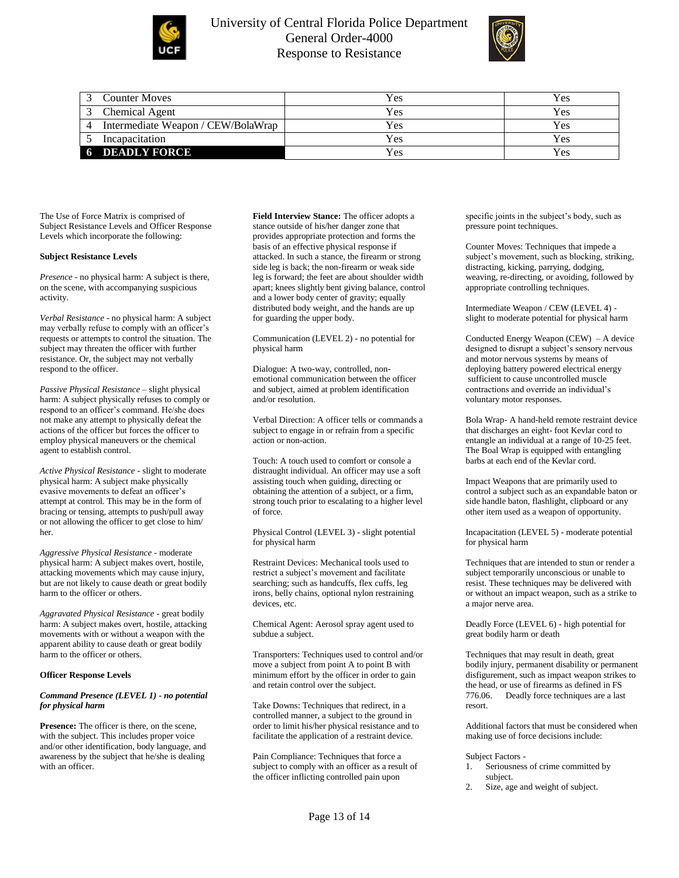| 3 | Counter Moves | Yes | Yes |
|---|---|---|---|
| 3 | Chemical Agent | Yes | Yes |
| 4 | Intermediate Weapon / CEW/BolaWrap | Yes | Yes |
| 5 | Incapacitation | Yes | Yes |
| **6** | **DEADLY FORCE** | Yes | Yes |

The Use of Force Matrix is comprised of Subject Resistance Levels and Officer Response Levels which incorporate the following:

**Subject Resistance Levels**

*Presence* - no physical harm: A subject is there, on the scene, with accompanying suspicious activity.

*Verbal Resistance* - no physical harm: A subject may verbally refuse to comply with an officer's requests or attempts to control the situation. The subject may threaten the officer with further resistance. Or, the subject may not verbally respond to the officer.

*Passive Physical Resistance* – slight physical harm: A subject physically refuses to comply or respond to an officer's command. He/she does not make any attempt to physically defeat the actions of the officer but forces the officer to employ physical maneuvers or the chemical agent to establish control.

*Active Physical Resistance* - slight to moderate physical harm: A subject make physically evasive movements to defeat an officer's attempt at control. This may be in the form of bracing or tensing, attempts to push/pull away or not allowing the officer to get close to him/her.

*Aggressive Physical Resistance* - moderate physical harm: A subject makes overt, hostile, attacking movements which may cause injury, but are not likely to cause death or great bodily harm to the officer or others.

*Aggravated Physical Resistance* - great bodily harm: A subject makes overt, hostile, attacking movements with or without a weapon with the apparent ability to cause death or great bodily harm to the officer or others.

**Officer Response Levels**

***Command Presence (LEVEL 1) - no potential for physical harm***

**Presence:** The officer is there, on the scene, with the subject. This includes proper voice and/or other identification, body language, and awareness by the subject that he/she is dealing with an officer.

**Field Interview Stance:** The officer adopts a stance outside of his/her danger zone that provides appropriate protection and forms the basis of an effective physical response if attacked. In such a stance, the firearm or strong side leg is back; the non-firearm or weak side leg is forward; the feet are about shoulder width apart; knees slightly bent giving balance, control and a lower body center of gravity; equally distributed body weight, and the hands are up for guarding the upper body.

Communication (LEVEL 2) - no potential for physical harm

Dialogue: A two-way, controlled, non-emotional communication between the officer and subject, aimed at problem identification and/or resolution.

Verbal Direction: A officer tells or commands a subject to engage in or refrain from a specific action or non-action.

Touch: A touch used to comfort or console a distraught individual. An officer may use a soft assisting touch when guiding, directing or obtaining the attention of a subject, or a firm, strong touch prior to escalating to a higher level of force.

Physical Control (LEVEL 3) - slight potential for physical harm

Restraint Devices: Mechanical tools used to restrict a subject's movement and facilitate searching; such as handcuffs, flex cuffs, leg irons, belly chains, optional nylon restraining devices, etc.

Chemical Agent: Aerosol spray agent used to subdue a subject.

Transporters: Techniques used to control and/or move a subject from point A to point B with minimum effort by the officer in order to gain and retain control over the subject.

Take Downs: Techniques that redirect, in a controlled manner, a subject to the ground in order to limit his/her physical resistance and to facilitate the application of a restraint device.

Pain Compliance: Techniques that force a subject to comply with an officer as a result of the officer inflicting controlled pain upon specific joints in the subject's body, such as pressure point techniques.

Counter Moves: Techniques that impede a subject's movement, such as blocking, striking, distracting, kicking, parrying, dodging, weaving, re-directing, or avoiding, followed by appropriate controlling techniques.

Intermediate Weapon / CEW (LEVEL 4) - slight to moderate potential for physical harm

Conducted Energy Weapon (CEW) – A device designed to disrupt a subject's sensory nervous and motor nervous systems by means of deploying battery powered electrical energy sufficient to cause uncontrolled muscle contractions and override an individual's voluntary motor responses.

Bola Wrap- A hand-held remote restraint device that discharges an eight- foot Kevlar cord to entangle an individual at a range of 10-25 feet. The Boal Wrap is equipped with entangling barbs at each end of the Kevlar cord.

Impact Weapons that are primarily used to control a subject such as an expandable baton or side handle baton, flashlight, clipboard or any other item used as a weapon of opportunity.

Incapacitation (LEVEL 5) - moderate potential for physical harm

Techniques that are intended to stun or render a subject temporarily unconscious or unable to resist. These techniques may be delivered with or without an impact weapon, such as a strike to a major nerve area.

Deadly Force (LEVEL 6) - high potential for great bodily harm or death

Techniques that may result in death, great bodily injury, permanent disability or permanent disfigurement, such as impact weapon strikes to the head, or use of firearms as defined in FS 776.06. Deadly force techniques are a last resort.

Additional factors that must be considered when making use of force decisions include:

Subject Factors -

1. Seriousness of crime committed by subject.
2. Size, age and weight of subject.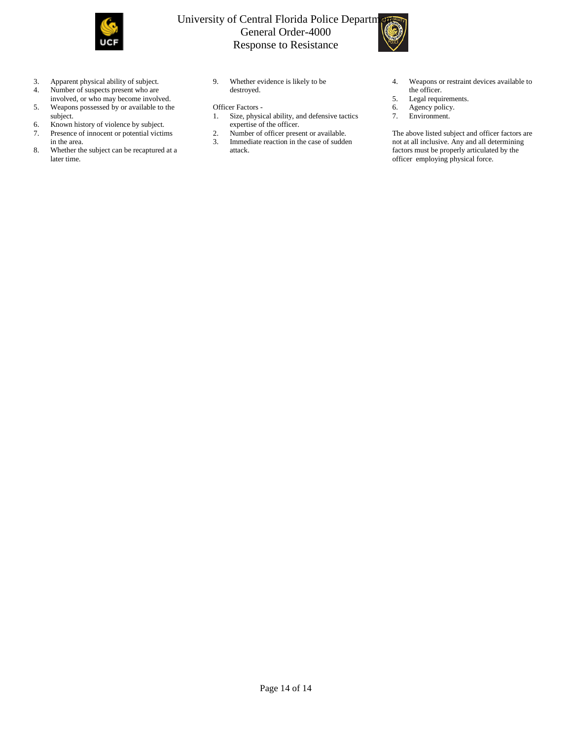3. Apparent physical ability of subject.
4. Number of suspects present who are involved, or who may become involved.
5. Weapons possessed by or available to the subject.
6. Known history of violence by subject.
7. Presence of innocent or potential victims in the area.
8. Whether the subject can be recaptured at a later time.
9. Whether evidence is likely to be destroyed.

Officer Factors -

1. Size, physical ability, and defensive tactics expertise of the officer.
2. Number of officer present or available.
3. Immediate reaction in the case of sudden attack.
4. Weapons or restraint devices available to the officer.
5. Legal requirements.
6. Agency policy.
7. Environment.

The above listed subject and officer factors are not at all inclusive. Any and all determining factors must be properly articulated by the officer employing physical force.